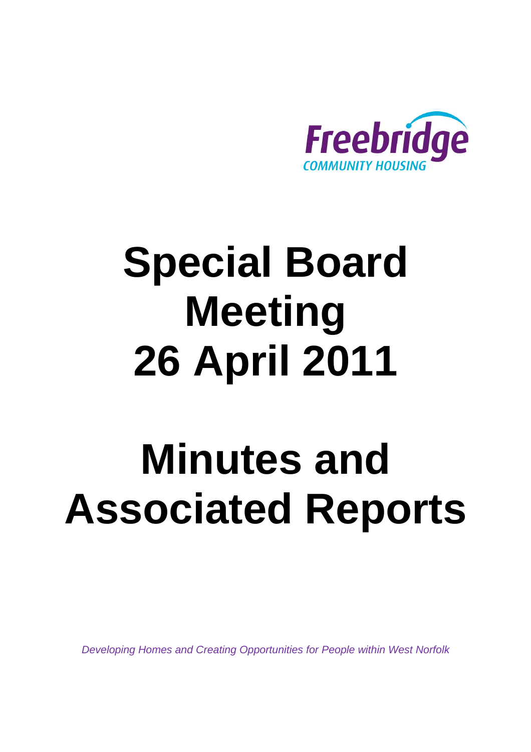Freebridge

COMMUNITY HOUSING

# Special Board Meeting 26 April 2011

# Minutes and Associated Reports

*Developing Homes and Creating Opportunities for People within West Norfolk*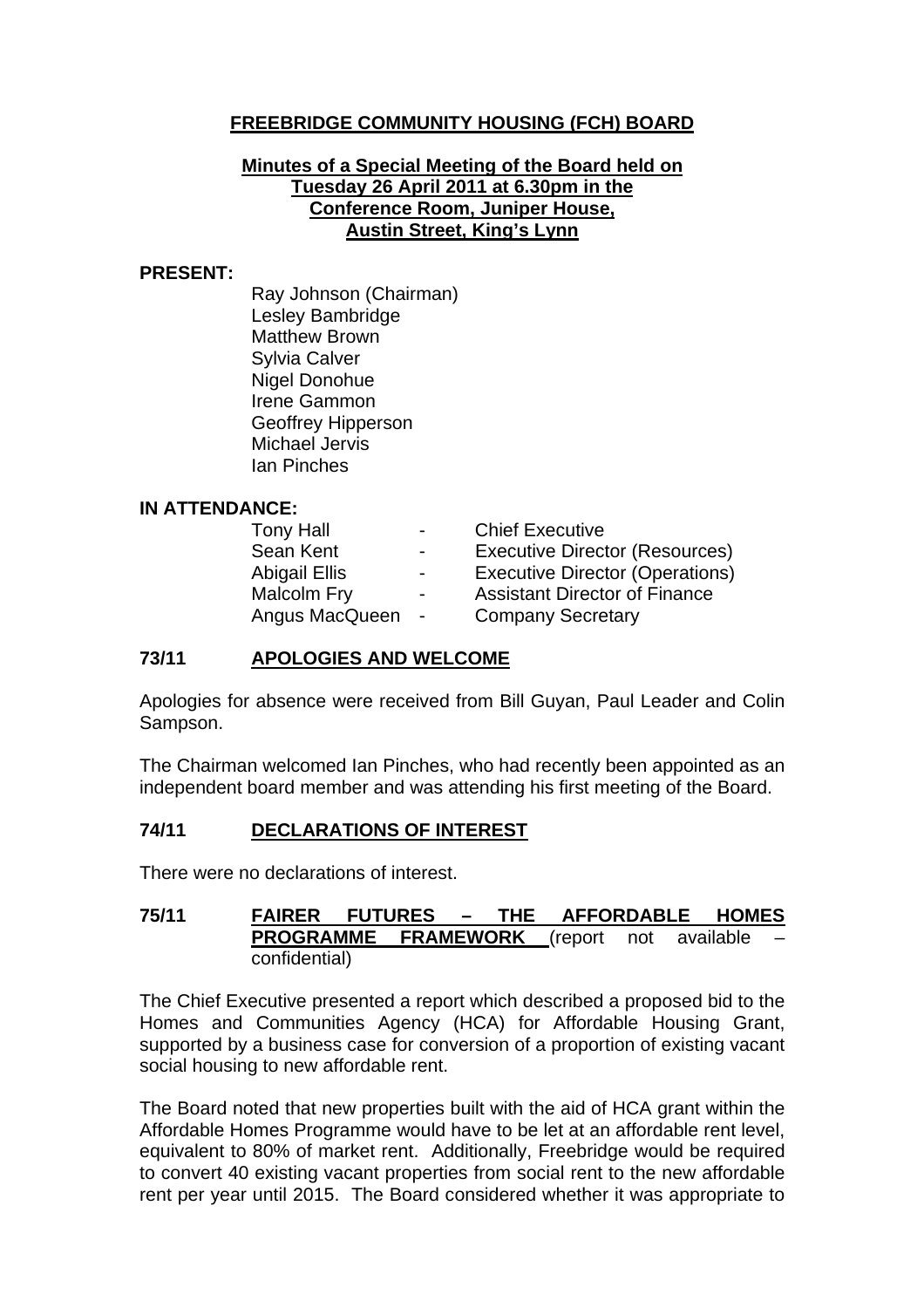# FREEBRIDGE COMMUNITY HOUSING (FCH) BOARD

**Minutes of a Special Meeting of the Board held on Tuesday 26 April 2011 at 6.30pm in the Conference Room, Juniper House, Austin Street, King's Lynn**

**PRESENT:**

Ray Johnson (Chairman)
Lesley Bambridge
Matthew Brown
Sylvia Calver
Nigel Donohue
Irene Gammon
Geoffrey Hipperson
Michael Jervis
Ian Pinches

**IN ATTENDANCE:**

| | | |
|---|---|---|
| Tony Hall | - | Chief Executive |
| Sean Kent | - | Executive Director (Resources) |
| Abigail Ellis | - | Executive Director (Operations) |
| Malcolm Fry | - | Assistant Director of Finance |
| Angus MacQueen | - | Company Secretary |

## 73/11 APOLOGIES AND WELCOME

Apologies for absence were received from Bill Guyan, Paul Leader and Colin Sampson.

The Chairman welcomed Ian Pinches, who had recently been appointed as an independent board member and was attending his first meeting of the Board.

## 74/11 DECLARATIONS OF INTEREST

There were no declarations of interest.

## 75/11 FAIRER FUTURES – THE AFFORDABLE HOMES PROGRAMME FRAMEWORK (report not available – confidential)

The Chief Executive presented a report which described a proposed bid to the Homes and Communities Agency (HCA) for Affordable Housing Grant, supported by a business case for conversion of a proportion of existing vacant social housing to new affordable rent.

The Board noted that new properties built with the aid of HCA grant within the Affordable Homes Programme would have to be let at an affordable rent level, equivalent to 80% of market rent. Additionally, Freebridge would be required to convert 40 existing vacant properties from social rent to the new affordable rent per year until 2015. The Board considered whether it was appropriate to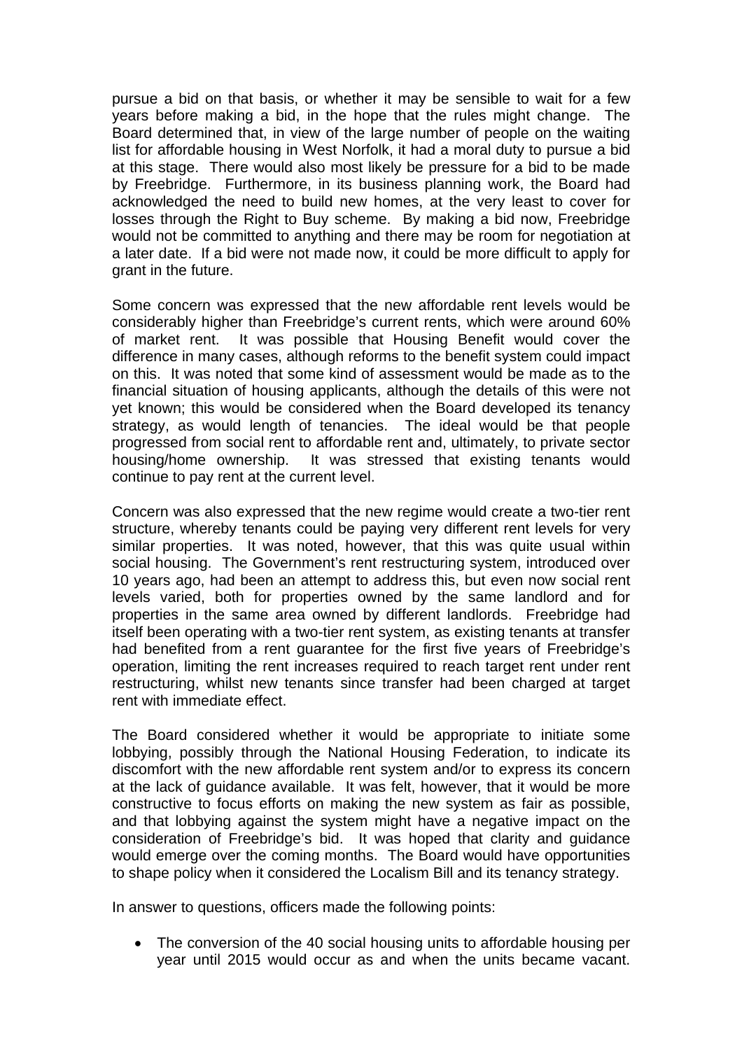pursue a bid on that basis, or whether it may be sensible to wait for a few years before making a bid, in the hope that the rules might change. The Board determined that, in view of the large number of people on the waiting list for affordable housing in West Norfolk, it had a moral duty to pursue a bid at this stage. There would also most likely be pressure for a bid to be made by Freebridge. Furthermore, in its business planning work, the Board had acknowledged the need to build new homes, at the very least to cover for losses through the Right to Buy scheme. By making a bid now, Freebridge would not be committed to anything and there may be room for negotiation at a later date. If a bid were not made now, it could be more difficult to apply for grant in the future.

Some concern was expressed that the new affordable rent levels would be considerably higher than Freebridge's current rents, which were around 60% of market rent. It was possible that Housing Benefit would cover the difference in many cases, although reforms to the benefit system could impact on this. It was noted that some kind of assessment would be made as to the financial situation of housing applicants, although the details of this were not yet known; this would be considered when the Board developed its tenancy strategy, as would length of tenancies. The ideal would be that people progressed from social rent to affordable rent and, ultimately, to private sector housing/home ownership. It was stressed that existing tenants would continue to pay rent at the current level.

Concern was also expressed that the new regime would create a two-tier rent structure, whereby tenants could be paying very different rent levels for very similar properties. It was noted, however, that this was quite usual within social housing. The Government's rent restructuring system, introduced over 10 years ago, had been an attempt to address this, but even now social rent levels varied, both for properties owned by the same landlord and for properties in the same area owned by different landlords. Freebridge had itself been operating with a two-tier rent system, as existing tenants at transfer had benefited from a rent guarantee for the first five years of Freebridge's operation, limiting the rent increases required to reach target rent under rent restructuring, whilst new tenants since transfer had been charged at target rent with immediate effect.

The Board considered whether it would be appropriate to initiate some lobbying, possibly through the National Housing Federation, to indicate its discomfort with the new affordable rent system and/or to express its concern at the lack of guidance available. It was felt, however, that it would be more constructive to focus efforts on making the new system as fair as possible, and that lobbying against the system might have a negative impact on the consideration of Freebridge's bid. It was hoped that clarity and guidance would emerge over the coming months. The Board would have opportunities to shape policy when it considered the Localism Bill and its tenancy strategy.

In answer to questions, officers made the following points:

- The conversion of the 40 social housing units to affordable housing per year until 2015 would occur as and when the units became vacant.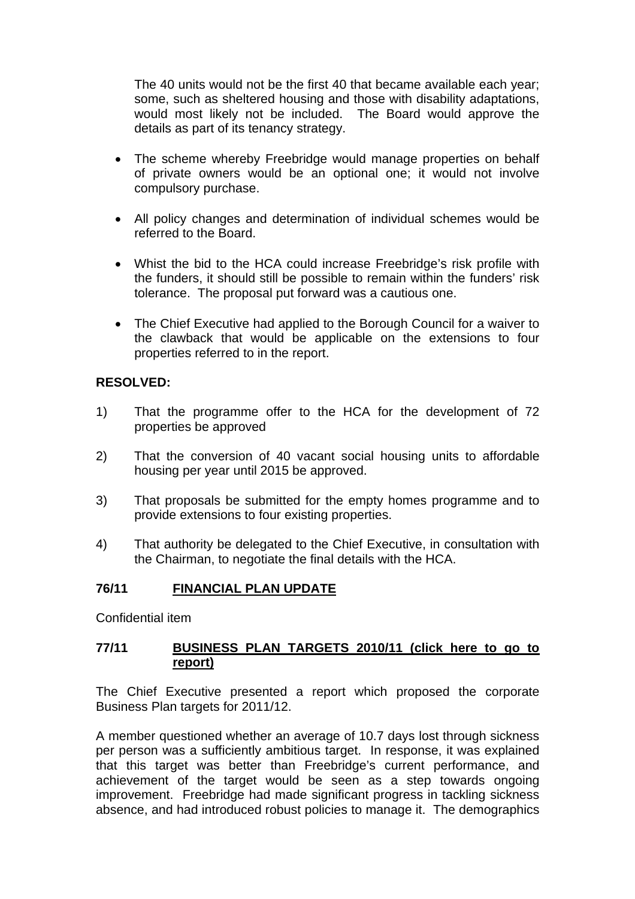The 40 units would not be the first 40 that became available each year; some, such as sheltered housing and those with disability adaptations, would most likely not be included. The Board would approve the details as part of its tenancy strategy.

- The scheme whereby Freebridge would manage properties on behalf of private owners would be an optional one; it would not involve compulsory purchase.

- All policy changes and determination of individual schemes would be referred to the Board.

- Whist the bid to the HCA could increase Freebridge's risk profile with the funders, it should still be possible to remain within the funders' risk tolerance. The proposal put forward was a cautious one.

- The Chief Executive had applied to the Borough Council for a waiver to the clawback that would be applicable on the extensions to four properties referred to in the report.

**RESOLVED:**

1) That the programme offer to the HCA for the development of 72 properties be approved

2) That the conversion of 40 vacant social housing units to affordable housing per year until 2015 be approved.

3) That proposals be submitted for the empty homes programme and to provide extensions to four existing properties.

4) That authority be delegated to the Chief Executive, in consultation with the Chairman, to negotiate the final details with the HCA.

**76/11 FINANCIAL PLAN UPDATE**

Confidential item

**77/11 BUSINESS PLAN TARGETS 2010/11 (click here to go to report)**

The Chief Executive presented a report which proposed the corporate Business Plan targets for 2011/12.

A member questioned whether an average of 10.7 days lost through sickness per person was a sufficiently ambitious target. In response, it was explained that this target was better than Freebridge's current performance, and achievement of the target would be seen as a step towards ongoing improvement. Freebridge had made significant progress in tackling sickness absence, and had introduced robust policies to manage it. The demographics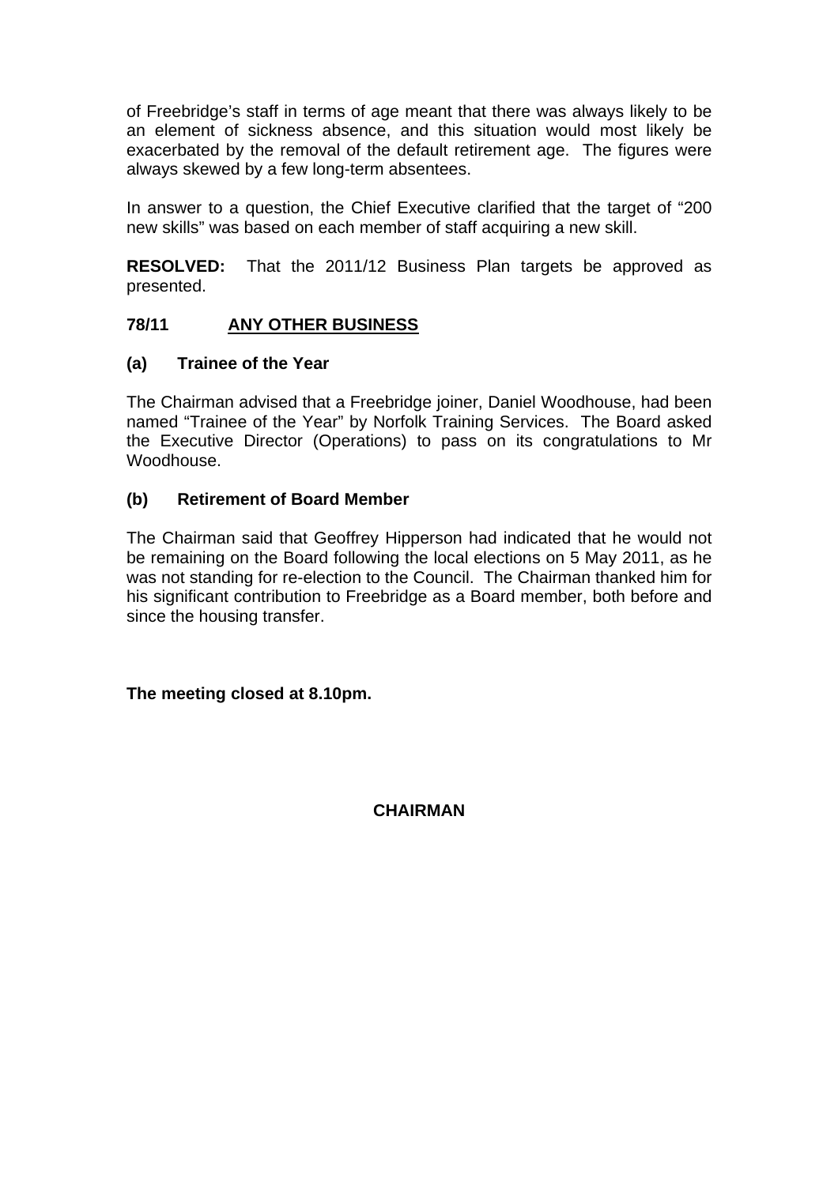of Freebridge's staff in terms of age meant that there was always likely to be an element of sickness absence, and this situation would most likely be exacerbated by the removal of the default retirement age. The figures were always skewed by a few long-term absentees.

In answer to a question, the Chief Executive clarified that the target of "200 new skills" was based on each member of staff acquiring a new skill.

**RESOLVED:** That the 2011/12 Business Plan targets be approved as presented.

## 78/11 ANY OTHER BUSINESS

### (a) Trainee of the Year

The Chairman advised that a Freebridge joiner, Daniel Woodhouse, had been named "Trainee of the Year" by Norfolk Training Services. The Board asked the Executive Director (Operations) to pass on its congratulations to Mr Woodhouse.

### (b) Retirement of Board Member

The Chairman said that Geoffrey Hipperson had indicated that he would not be remaining on the Board following the local elections on 5 May 2011, as he was not standing for re-election to the Council. The Chairman thanked him for his significant contribution to Freebridge as a Board member, both before and since the housing transfer.

**The meeting closed at 8.10pm.**

**CHAIRMAN**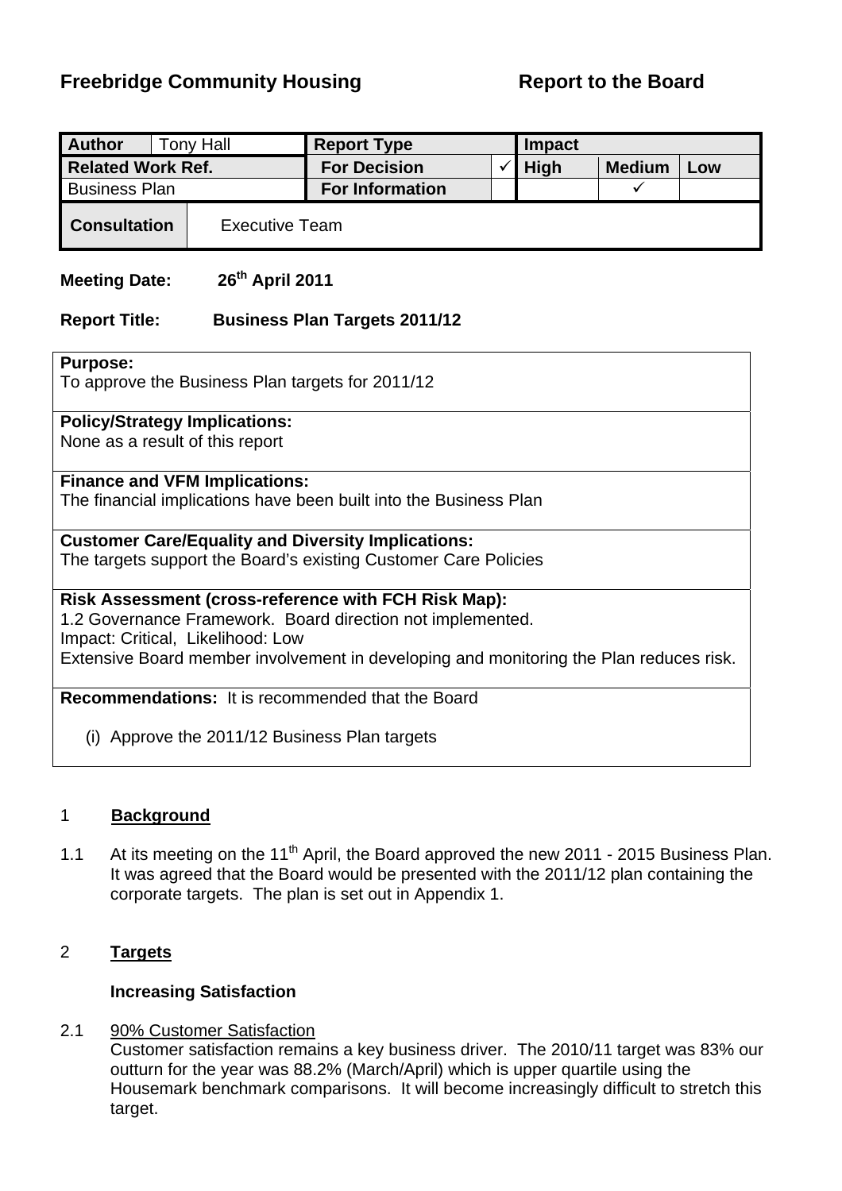**Freebridge Community Housing** **Report to the Board**

| **Author** | Tony Hall | **Report Type** | | **Impact** | | |
|---|---|---|---|---|---|---|
| **Related Work Ref.** | | **For Decision** | ✓ | **High** | **Medium** | **Low** |
| Business Plan | | **For Information** | | | ✓ | |
| **Consultation** | Executive Team | | | | | |

**Meeting Date:** 26th April 2011

**Report Title:** Business Plan Targets 2011/12

**Purpose:**
To approve the Business Plan targets for 2011/12

**Policy/Strategy Implications:**
None as a result of this report

**Finance and VFM Implications:**
The financial implications have been built into the Business Plan

**Customer Care/Equality and Diversity Implications:**
The targets support the Board's existing Customer Care Policies

**Risk Assessment (cross-reference with FCH Risk Map):**
1.2 Governance Framework. Board direction not implemented.
Impact: Critical, Likelihood: Low
Extensive Board member involvement in developing and monitoring the Plan reduces risk.

**Recommendations:** It is recommended that the Board

(i) Approve the 2011/12 Business Plan targets

## 1 Background

1.1 At its meeting on the 11th April, the Board approved the new 2011 - 2015 Business Plan. It was agreed that the Board would be presented with the 2011/12 plan containing the corporate targets. The plan is set out in Appendix 1.

## 2 Targets

### Increasing Satisfaction

2.1 90% Customer Satisfaction
Customer satisfaction remains a key business driver. The 2010/11 target was 83% our outturn for the year was 88.2% (March/April) which is upper quartile using the Housemark benchmark comparisons. It will become increasingly difficult to stretch this target.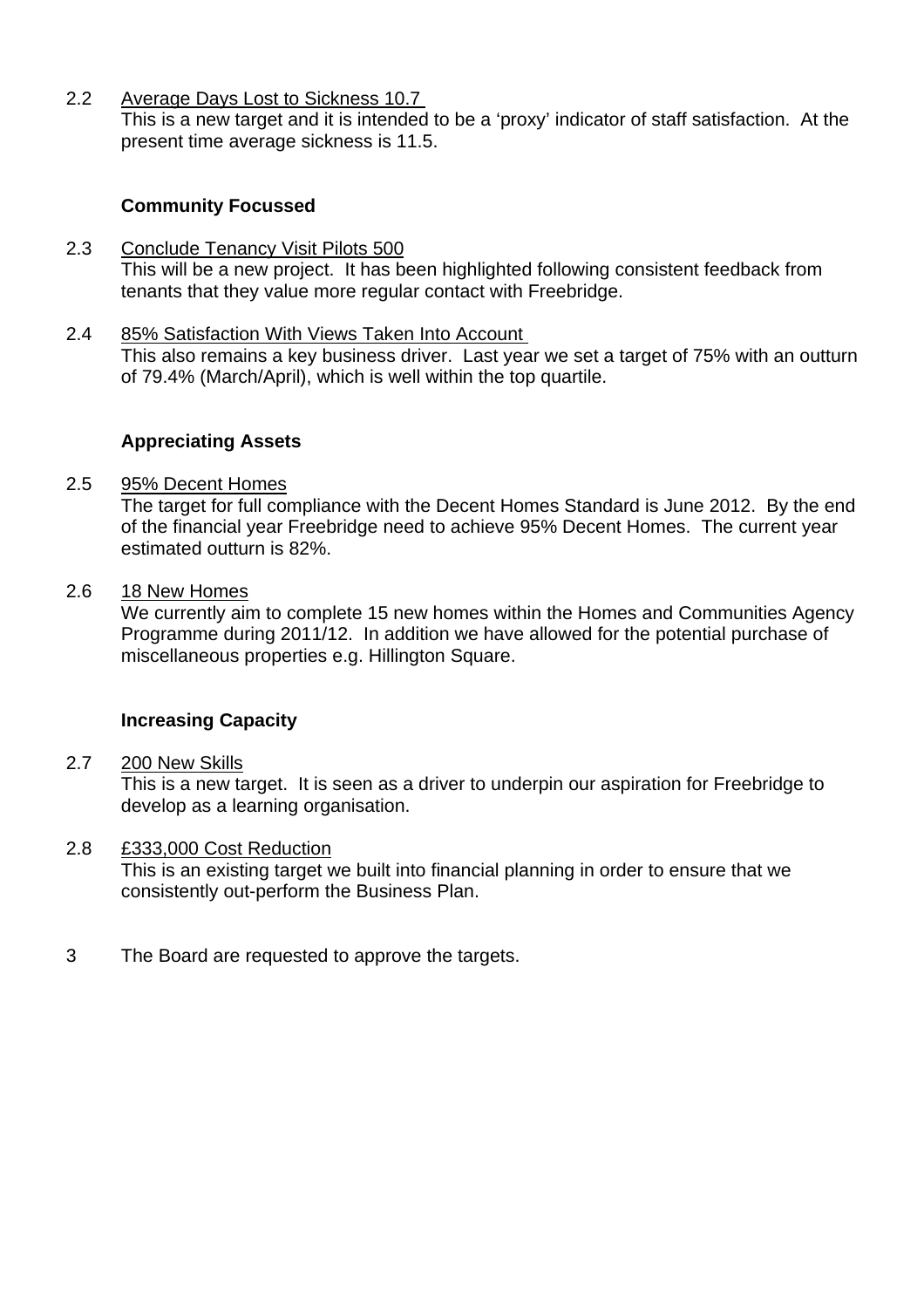2.2 Average Days Lost to Sickness 10.7

This is a new target and it is intended to be a 'proxy' indicator of staff satisfaction. At the present time average sickness is 11.5.

**Community Focussed**

2.3 Conclude Tenancy Visit Pilots 500

This will be a new project. It has been highlighted following consistent feedback from tenants that they value more regular contact with Freebridge.

2.4 85% Satisfaction With Views Taken Into Account

This also remains a key business driver. Last year we set a target of 75% with an outturn of 79.4% (March/April), which is well within the top quartile.

**Appreciating Assets**

2.5 95% Decent Homes

The target for full compliance with the Decent Homes Standard is June 2012. By the end of the financial year Freebridge need to achieve 95% Decent Homes. The current year estimated outturn is 82%.

2.6 18 New Homes

We currently aim to complete 15 new homes within the Homes and Communities Agency Programme during 2011/12. In addition we have allowed for the potential purchase of miscellaneous properties e.g. Hillington Square.

**Increasing Capacity**

2.7 200 New Skills

This is a new target. It is seen as a driver to underpin our aspiration for Freebridge to develop as a learning organisation.

2.8 £333,000 Cost Reduction

This is an existing target we built into financial planning in order to ensure that we consistently out-perform the Business Plan.

3 The Board are requested to approve the targets.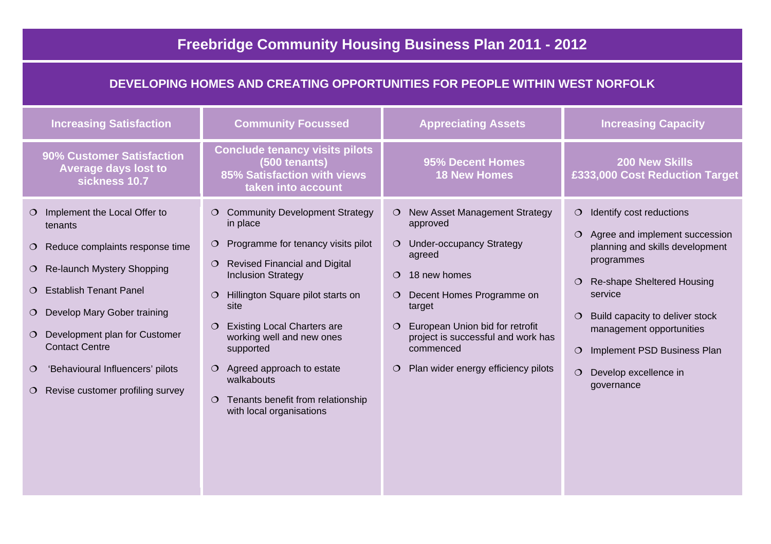# Freebridge Community Housing Business Plan 2011 - 2012

## DEVELOPING HOMES AND CREATING OPPORTUNITIES FOR PEOPLE WITHIN WEST NORFOLK

| Increasing Satisfaction | Community Focussed | Appreciating Assets | Increasing Capacity |
|---|---|---|---|
| **90% Customer Satisfaction Average days lost to sickness 10.7** | **Conclude tenancy visits pilots (500 tenants) 85% Satisfaction with views taken into account** | **95% Decent Homes 18 New Homes** | **200 New Skills £333,000 Cost Reduction Target** |
| ❍ Implement the Local Offer to tenants<br>❍ Reduce complaints response time<br>❍ Re-launch Mystery Shopping<br>❍ Establish Tenant Panel<br>❍ Develop Mary Gober training<br>❍ Development plan for Customer Contact Centre<br>❍ 'Behavioural Influencers' pilots<br>❍ Revise customer profiling survey | ❍ Community Development Strategy in place<br>❍ Programme for tenancy visits pilot<br>❍ Revised Financial and Digital Inclusion Strategy<br>❍ Hillington Square pilot starts on site<br>❍ Existing Local Charters are working well and new ones supported<br>❍ Agreed approach to estate walkabouts<br>❍ Tenants benefit from relationship with local organisations | ❍ New Asset Management Strategy approved<br>❍ Under-occupancy Strategy agreed<br>❍ 18 new homes<br>❍ Decent Homes Programme on target<br>❍ European Union bid for retrofit project is successful and work has commenced<br>❍ Plan wider energy efficiency pilots | ❍ Identify cost reductions<br>❍ Agree and implement succession planning and skills development programmes<br>❍ Re-shape Sheltered Housing service<br>❍ Build capacity to deliver stock management opportunities<br>❍ Implement PSD Business Plan<br>❍ Develop excellence in governance |